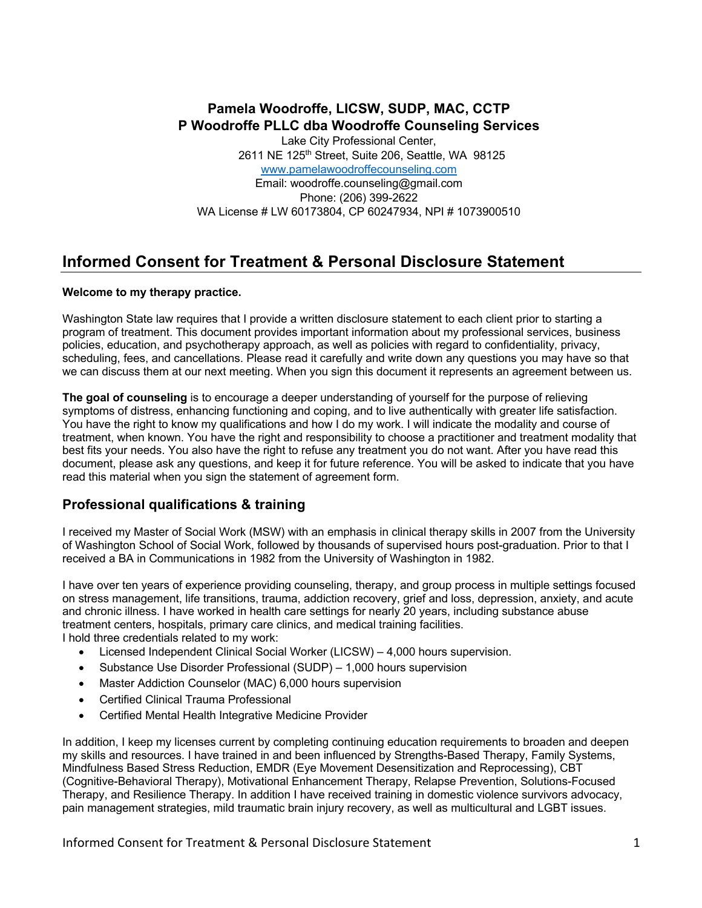**Pamela Woodroffe, LICSW, SUDP, MAC, CCTP**
**P Woodroffe PLLC dba Woodroffe Counseling Services**

Lake City Professional Center,
2611 NE 125th Street, Suite 206, Seattle, WA 98125
[www.pamelawoodroffecounseling.com](http://www.pamelawoodroffecounseling.com)
Email: woodroffe.counseling@gmail.com
Phone: (206) 399-2622
WA License # LW 60173804, CP 60247934, NPI # 1073900510

# Informed Consent for Treatment & Personal Disclosure Statement

**Welcome to my therapy practice.**

Washington State law requires that I provide a written disclosure statement to each client prior to starting a program of treatment. This document provides important information about my professional services, business policies, education, and psychotherapy approach, as well as policies with regard to confidentiality, privacy, scheduling, fees, and cancellations. Please read it carefully and write down any questions you may have so that we can discuss them at our next meeting. When you sign this document it represents an agreement between us.

**The goal of counseling** is to encourage a deeper understanding of yourself for the purpose of relieving symptoms of distress, enhancing functioning and coping, and to live authentically with greater life satisfaction. You have the right to know my qualifications and how I do my work. I will indicate the modality and course of treatment, when known. You have the right and responsibility to choose a practitioner and treatment modality that best fits your needs. You also have the right to refuse any treatment you do not want. After you have read this document, please ask any questions, and keep it for future reference. You will be asked to indicate that you have read this material when you sign the statement of agreement form.

## Professional qualifications & training

I received my Master of Social Work (MSW) with an emphasis in clinical therapy skills in 2007 from the University of Washington School of Social Work, followed by thousands of supervised hours post-graduation. Prior to that I received a BA in Communications in 1982 from the University of Washington in 1982.

I have over ten years of experience providing counseling, therapy, and group process in multiple settings focused on stress management, life transitions, trauma, addiction recovery, grief and loss, depression, anxiety, and acute and chronic illness. I have worked in health care settings for nearly 20 years, including substance abuse treatment centers, hospitals, primary care clinics, and medical training facilities.
I hold three credentials related to my work:

- Licensed Independent Clinical Social Worker (LICSW) – 4,000 hours supervision.
- Substance Use Disorder Professional (SUDP) – 1,000 hours supervision
- Master Addiction Counselor (MAC) 6,000 hours supervision
- Certified Clinical Trauma Professional
- Certified Mental Health Integrative Medicine Provider

In addition, I keep my licenses current by completing continuing education requirements to broaden and deepen my skills and resources. I have trained in and been influenced by Strengths-Based Therapy, Family Systems, Mindfulness Based Stress Reduction, EMDR (Eye Movement Desensitization and Reprocessing), CBT (Cognitive-Behavioral Therapy), Motivational Enhancement Therapy, Relapse Prevention, Solutions-Focused Therapy, and Resilience Therapy. In addition I have received training in domestic violence survivors advocacy, pain management strategies, mild traumatic brain injury recovery, as well as multicultural and LGBT issues.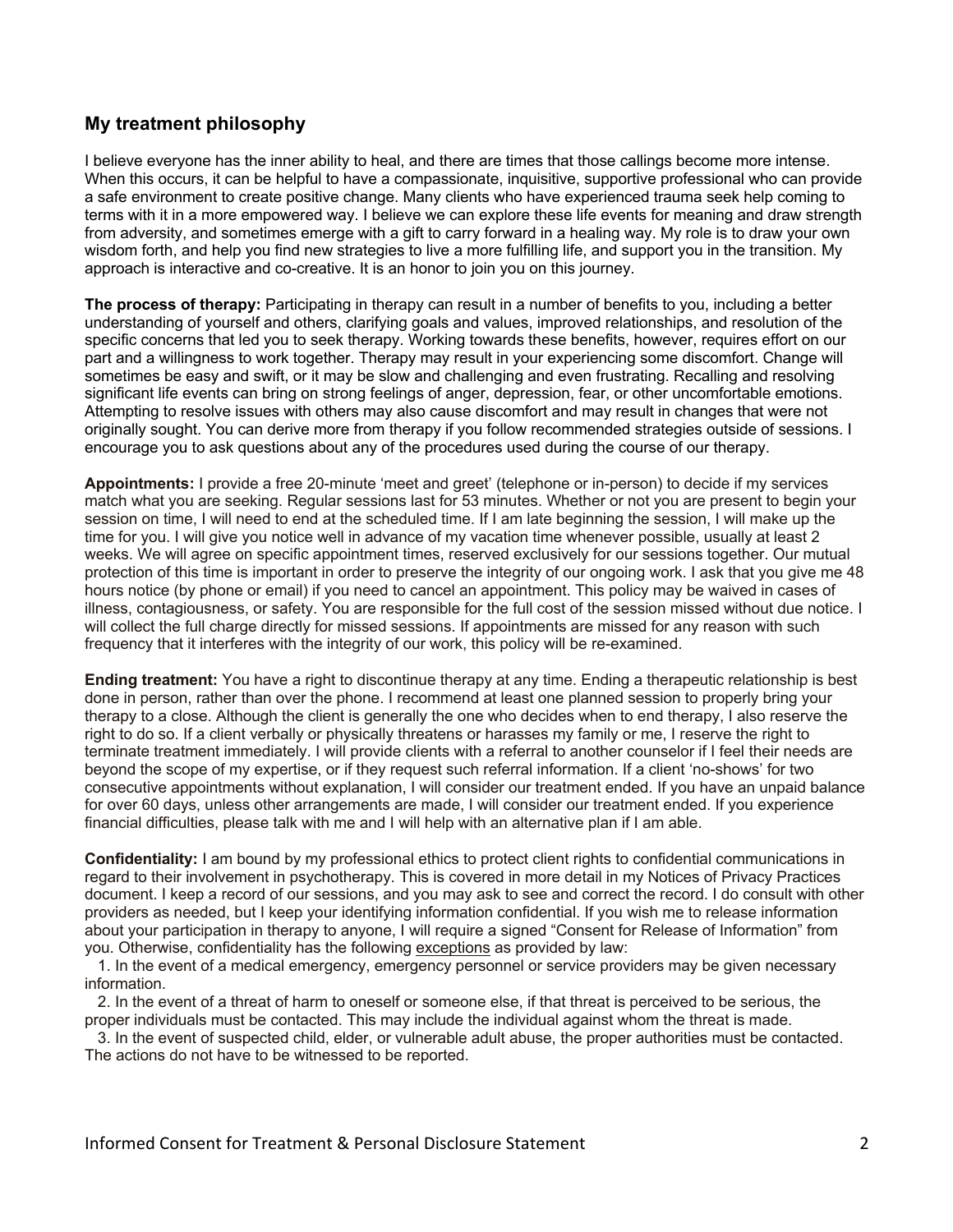## My treatment philosophy

I believe everyone has the inner ability to heal, and there are times that those callings become more intense. When this occurs, it can be helpful to have a compassionate, inquisitive, supportive professional who can provide a safe environment to create positive change. Many clients who have experienced trauma seek help coming to terms with it in a more empowered way. I believe we can explore these life events for meaning and draw strength from adversity, and sometimes emerge with a gift to carry forward in a healing way. My role is to draw your own wisdom forth, and help you find new strategies to live a more fulfilling life, and support you in the transition. My approach is interactive and co-creative. It is an honor to join you on this journey.

**The process of therapy:** Participating in therapy can result in a number of benefits to you, including a better understanding of yourself and others, clarifying goals and values, improved relationships, and resolution of the specific concerns that led you to seek therapy. Working towards these benefits, however, requires effort on our part and a willingness to work together. Therapy may result in your experiencing some discomfort. Change will sometimes be easy and swift, or it may be slow and challenging and even frustrating. Recalling and resolving significant life events can bring on strong feelings of anger, depression, fear, or other uncomfortable emotions. Attempting to resolve issues with others may also cause discomfort and may result in changes that were not originally sought. You can derive more from therapy if you follow recommended strategies outside of sessions. I encourage you to ask questions about any of the procedures used during the course of our therapy.

**Appointments:** I provide a free 20-minute 'meet and greet' (telephone or in-person) to decide if my services match what you are seeking. Regular sessions last for 53 minutes. Whether or not you are present to begin your session on time, I will need to end at the scheduled time. If I am late beginning the session, I will make up the time for you. I will give you notice well in advance of my vacation time whenever possible, usually at least 2 weeks. We will agree on specific appointment times, reserved exclusively for our sessions together. Our mutual protection of this time is important in order to preserve the integrity of our ongoing work. I ask that you give me 48 hours notice (by phone or email) if you need to cancel an appointment. This policy may be waived in cases of illness, contagiousness, or safety. You are responsible for the full cost of the session missed without due notice. I will collect the full charge directly for missed sessions. If appointments are missed for any reason with such frequency that it interferes with the integrity of our work, this policy will be re-examined.

**Ending treatment:** You have a right to discontinue therapy at any time. Ending a therapeutic relationship is best done in person, rather than over the phone. I recommend at least one planned session to properly bring your therapy to a close. Although the client is generally the one who decides when to end therapy, I also reserve the right to do so. If a client verbally or physically threatens or harasses my family or me, I reserve the right to terminate treatment immediately. I will provide clients with a referral to another counselor if I feel their needs are beyond the scope of my expertise, or if they request such referral information. If a client 'no-shows' for two consecutive appointments without explanation, I will consider our treatment ended. If you have an unpaid balance for over 60 days, unless other arrangements are made, I will consider our treatment ended. If you experience financial difficulties, please talk with me and I will help with an alternative plan if I am able.

**Confidentiality:** I am bound by my professional ethics to protect client rights to confidential communications in regard to their involvement in psychotherapy. This is covered in more detail in my Notices of Privacy Practices document. I keep a record of our sessions, and you may ask to see and correct the record. I do consult with other providers as needed, but I keep your identifying information confidential. If you wish me to release information about your participation in therapy to anyone, I will require a signed "Consent for Release of Information" from you. Otherwise, confidentiality has the following exceptions as provided by law:

1. In the event of a medical emergency, emergency personnel or service providers may be given necessary information.
2. In the event of a threat of harm to oneself or someone else, if that threat is perceived to be serious, the proper individuals must be contacted. This may include the individual against whom the threat is made.
3. In the event of suspected child, elder, or vulnerable adult abuse, the proper authorities must be contacted. The actions do not have to be witnessed to be reported.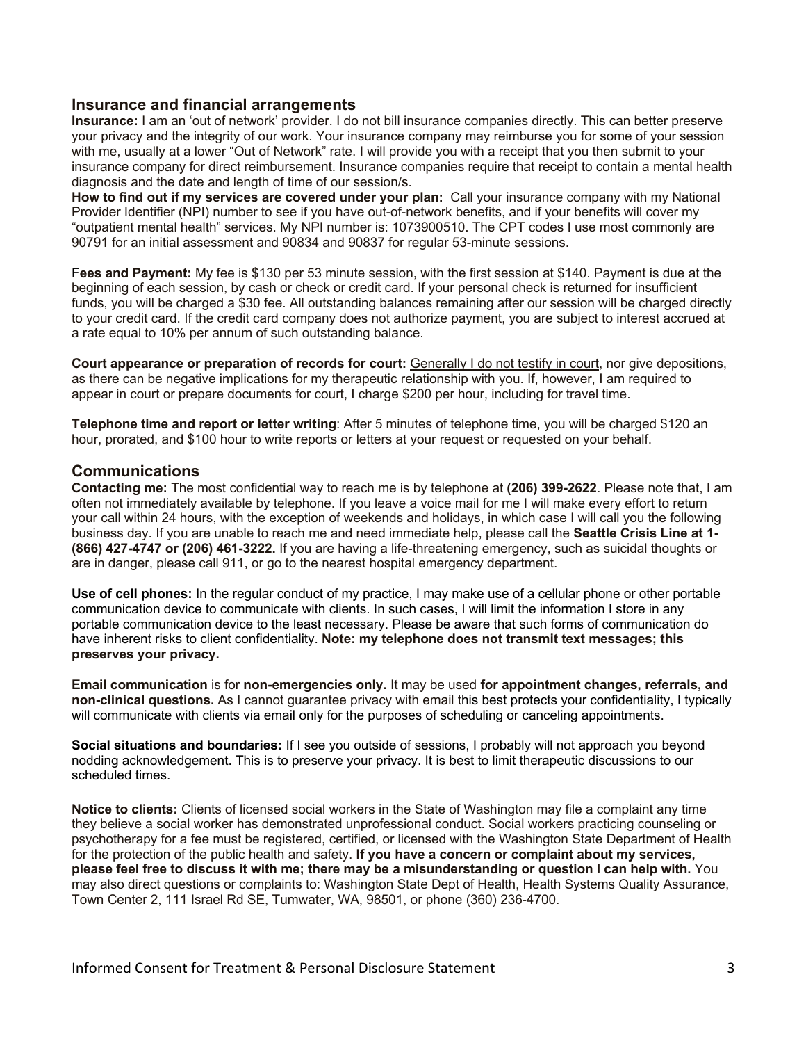## Insurance and financial arrangements

**Insurance:** I am an 'out of network' provider. I do not bill insurance companies directly. This can better preserve your privacy and the integrity of our work. Your insurance company may reimburse you for some of your session with me, usually at a lower "Out of Network" rate. I will provide you with a receipt that you then submit to your insurance company for direct reimbursement. Insurance companies require that receipt to contain a mental health diagnosis and the date and length of time of our session/s.

**How to find out if my services are covered under your plan:** Call your insurance company with my National Provider Identifier (NPI) number to see if you have out-of-network benefits, and if your benefits will cover my "outpatient mental health" services. My NPI number is: 1073900510. The CPT codes I use most commonly are 90791 for an initial assessment and 90834 and 90837 for regular 53-minute sessions.

**Fees and Payment:** My fee is $130 per 53 minute session, with the first session at $140. Payment is due at the beginning of each session, by cash or check or credit card. If your personal check is returned for insufficient funds, you will be charged a $30 fee. All outstanding balances remaining after our session will be charged directly to your credit card. If the credit card company does not authorize payment, you are subject to interest accrued at a rate equal to 10% per annum of such outstanding balance.

**Court appearance or preparation of records for court:** <u>Generally I do not testify in court</u>, nor give depositions, as there can be negative implications for my therapeutic relationship with you. If, however, I am required to appear in court or prepare documents for court, I charge $200 per hour, including for travel time.

**Telephone time and report or letter writing**: After 5 minutes of telephone time, you will be charged $120 an hour, prorated, and $100 hour to write reports or letters at your request or requested on your behalf.

## Communications

**Contacting me:** The most confidential way to reach me is by telephone at **(206) 399-2622**. Please note that, I am often not immediately available by telephone. If you leave a voice mail for me I will make every effort to return your call within 24 hours, with the exception of weekends and holidays, in which case I will call you the following business day. If you are unable to reach me and need immediate help, please call the **Seattle Crisis Line at 1-(866) 427-4747 or (206) 461-3222.** If you are having a life-threatening emergency, such as suicidal thoughts or are in danger, please call 911, or go to the nearest hospital emergency department.

**Use of cell phones:** In the regular conduct of my practice, I may make use of a cellular phone or other portable communication device to communicate with clients. In such cases, I will limit the information I store in any portable communication device to the least necessary. Please be aware that such forms of communication do have inherent risks to client confidentiality. **Note: my telephone does not transmit text messages; this preserves your privacy.**

**Email communication** is for **non-emergencies only.** It may be used **for appointment changes, referrals, and non-clinical questions.** As I cannot guarantee privacy with email this best protects your confidentiality, I typically will communicate with clients via email only for the purposes of scheduling or canceling appointments.

**Social situations and boundaries:** If I see you outside of sessions, I probably will not approach you beyond nodding acknowledgement. This is to preserve your privacy. It is best to limit therapeutic discussions to our scheduled times.

**Notice to clients:** Clients of licensed social workers in the State of Washington may file a complaint any time they believe a social worker has demonstrated unprofessional conduct. Social workers practicing counseling or psychotherapy for a fee must be registered, certified, or licensed with the Washington State Department of Health for the protection of the public health and safety. **If you have a concern or complaint about my services, please feel free to discuss it with me; there may be a misunderstanding or question I can help with.** You may also direct questions or complaints to: Washington State Dept of Health, Health Systems Quality Assurance, Town Center 2, 111 Israel Rd SE, Tumwater, WA, 98501, or phone (360) 236-4700.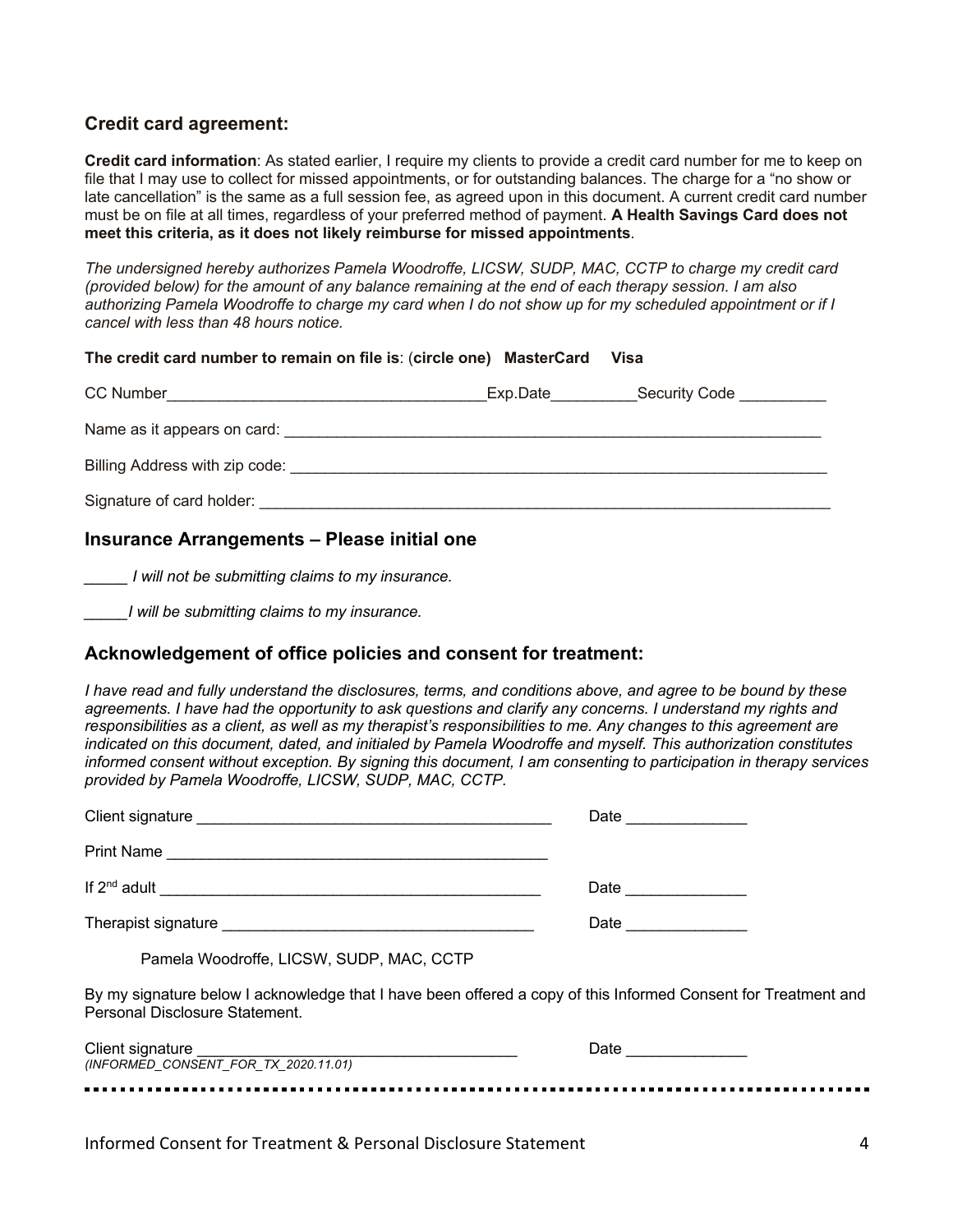## Credit card agreement:

**Credit card information**: As stated earlier, I require my clients to provide a credit card number for me to keep on file that I may use to collect for missed appointments, or for outstanding balances. The charge for a "no show or late cancellation" is the same as a full session fee, as agreed upon in this document. A current credit card number must be on file at all times, regardless of your preferred method of payment. **A Health Savings Card does not meet this criteria, as it does not likely reimburse for missed appointments**.

*The undersigned hereby authorizes Pamela Woodroffe, LICSW, SUDP, MAC, CCTP to charge my credit card (provided below) for the amount of any balance remaining at the end of each therapy session. I am also authorizing Pamela Woodroffe to charge my card when I do not show up for my scheduled appointment or if I cancel with less than 48 hours notice.*

**The credit card number to remain on file is**: (**circle one) MasterCard Visa**

CC Number_____________________________________Exp.Date__________Security Code __________

Name as it appears on card: _________________________________________________________________

Billing Address with zip code: _______________________________________________________________

Signature of card holder: ___________________________________________________________________

## Insurance Arrangements – Please initial one

_____ *I will not be submitting claims to my insurance.*

_____*I will be submitting claims to my insurance.*

## Acknowledgement of office policies and consent for treatment:

*I have read and fully understand the disclosures, terms, and conditions above, and agree to be bound by these agreements. I have had the opportunity to ask questions and clarify any concerns. I understand my rights and responsibilities as a client, as well as my therapist's responsibilities to me. Any changes to this agreement are indicated on this document, dated, and initialed by Pamela Woodroffe and myself. This authorization constitutes informed consent without exception. By signing this document, I am consenting to participation in therapy services provided by Pamela Woodroffe, LICSW, SUDP, MAC, CCTP.*

Client signature _________________________________________ Date ______________

Print Name ____________________________________________

If 2nd adult ____________________________________________ Date ______________

Therapist signature ____________________________________ Date ______________

Pamela Woodroffe, LICSW, SUDP, MAC, CCTP

By my signature below I acknowledge that I have been offered a copy of this Informed Consent for Treatment and Personal Disclosure Statement.

Client signature _____________________________________ Date ______________
*(INFORMED_CONSENT_FOR_TX_2020.11.01)*